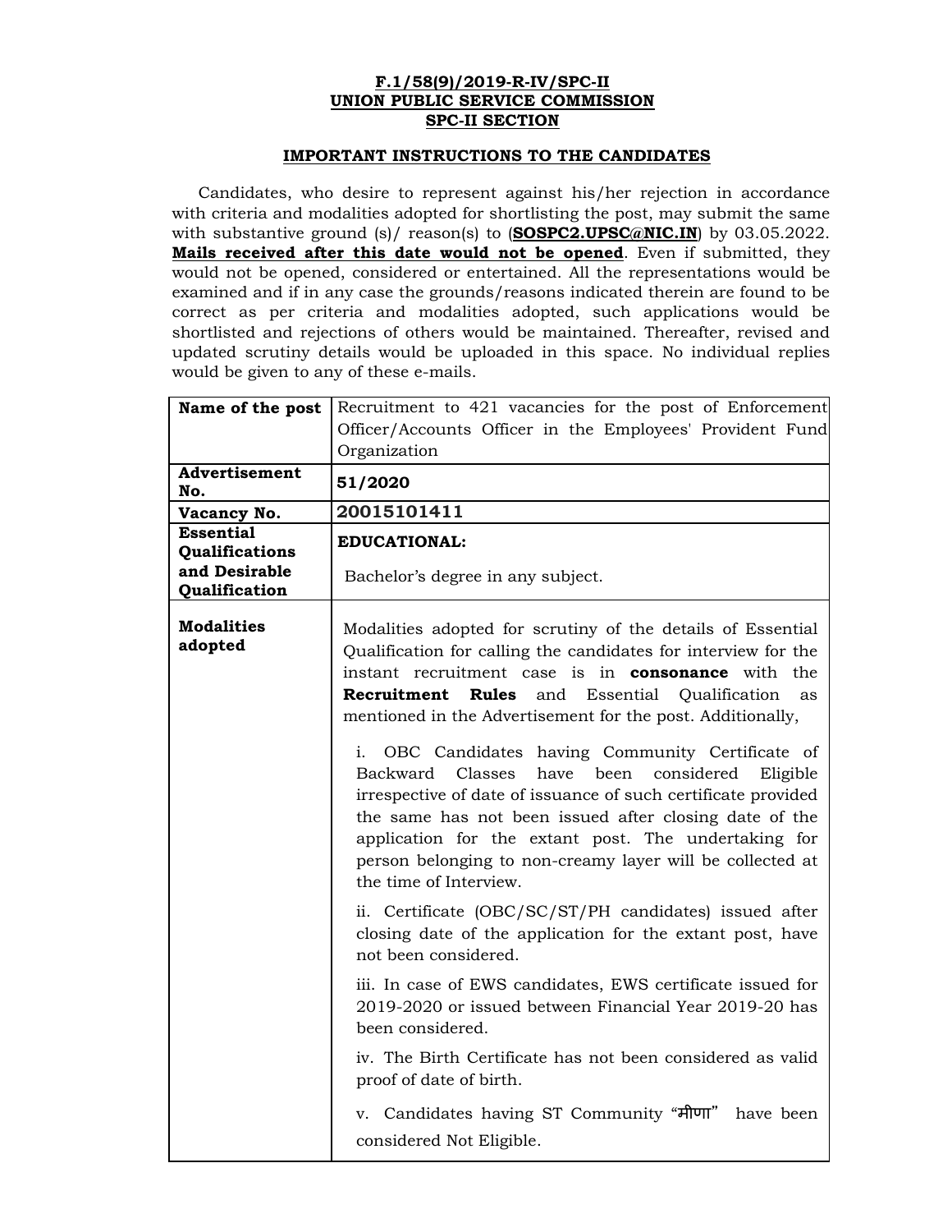**F.1/58(9)/2019-R-IV/SPC-II**
**UNION PUBLIC SERVICE COMMISSION**
**SPC-II SECTION**

**IMPORTANT INSTRUCTIONS TO THE CANDIDATES**

Candidates, who desire to represent against his/her rejection in accordance with criteria and modalities adopted for shortlisting the post, may submit the same with substantive ground (s)/ reason(s) to (**SOSPC2.UPSC@NIC.IN**) by 03.05.2022. **Mails received after this date would not be opened**. Even if submitted, they would not be opened, considered or entertained. All the representations would be examined and if in any case the grounds/reasons indicated therein are found to be correct as per criteria and modalities adopted, such applications would be shortlisted and rejections of others would be maintained. Thereafter, revised and updated scrutiny details would be uploaded in this space. No individual replies would be given to any of these e-mails.

| | |
|---|---|
| **Name of the post** | Recruitment to 421 vacancies for the post of Enforcement Officer/Accounts Officer in the Employees' Provident Fund Organization |
| **Advertisement No.** | **51/2020** |
| **Vacancy No.** | **20015101411** |
| **Essential Qualifications and Desirable Qualification** | **EDUCATIONAL:**<br><br>Bachelor's degree in any subject. |
| **Modalities adopted** | Modalities adopted for scrutiny of the details of Essential Qualification for calling the candidates for interview for the instant recruitment case is in **consonance** with the **Recruitment Rules** and Essential Qualification as mentioned in the Advertisement for the post. Additionally,<br><br>i. OBC Candidates having Community Certificate of Backward Classes have been considered Eligible irrespective of date of issuance of such certificate provided the same has not been issued after closing date of the application for the extant post. The undertaking for person belonging to non-creamy layer will be collected at the time of Interview.<br><br>ii. Certificate (OBC/SC/ST/PH candidates) issued after closing date of the application for the extant post, have not been considered.<br><br>iii. In case of EWS candidates, EWS certificate issued for 2019-2020 or issued between Financial Year 2019-20 has been considered.<br><br>iv. The Birth Certificate has not been considered as valid proof of date of birth.<br><br>v. Candidates having ST Community "मीणा" have been considered Not Eligible. |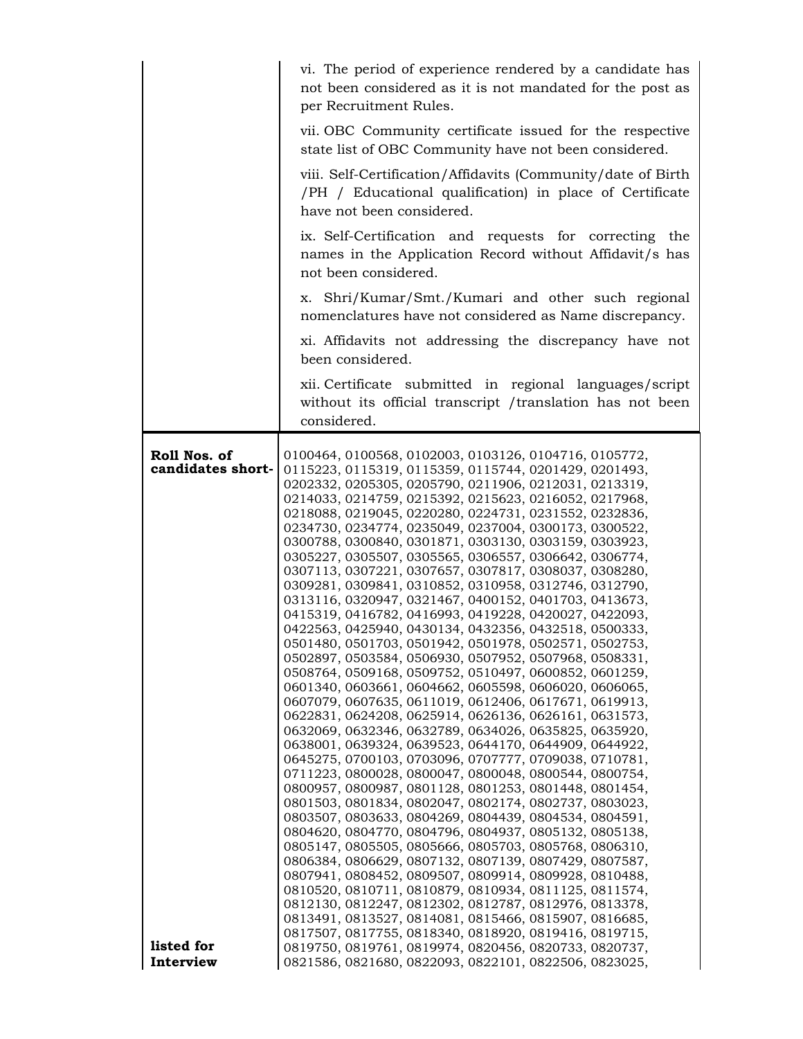| | |
|---|---|
| | vi. The period of experience rendered by a candidate has not been considered as it is not mandated for the post as per Recruitment Rules.<br><br>vii. OBC Community certificate issued for the respective state list of OBC Community have not been considered.<br><br>viii. Self-Certification/Affidavits (Community/date of Birth /PH / Educational qualification) in place of Certificate have not been considered.<br><br>ix. Self-Certification and requests for correcting the names in the Application Record without Affidavit/s has not been considered.<br><br>x. Shri/Kumar/Smt./Kumari and other such regional nomenclatures have not considered as Name discrepancy.<br><br>xi. Affidavits not addressing the discrepancy have not been considered.<br><br>xii. Certificate submitted in regional languages/script without its official transcript /translation has not been considered. |
| **Roll Nos. of candidates short-listed for Interview** | 0100464, 0100568, 0102003, 0103126, 0104716, 0105772, 0115223, 0115319, 0115359, 0115744, 0201429, 0201493, 0202332, 0205305, 0205790, 0211906, 0212031, 0213319, 0214033, 0214759, 0215392, 0215623, 0216052, 0217968, 0218088, 0219045, 0220280, 0224731, 0231552, 0232836, 0234730, 0234774, 0235049, 0237004, 0300173, 0300522, 0300788, 0300840, 0301871, 0303130, 0303159, 0303923, 0305227, 0305507, 0305565, 0306557, 0306642, 0306774, 0307113, 0307221, 0307657, 0307817, 0308037, 0308280, 0309281, 0309841, 0310852, 0310958, 0312746, 0312790, 0313116, 0320947, 0321467, 0400152, 0401703, 0413673, 0415319, 0416782, 0416993, 0419228, 0420027, 0422093, 0422563, 0425940, 0430134, 0432356, 0432518, 0500333, 0501480, 0501703, 0501942, 0501978, 0502571, 0502753, 0502897, 0503584, 0506930, 0507952, 0507968, 0508331, 0508764, 0509168, 0509752, 0510497, 0600852, 0601259, 0601340, 0603661, 0604662, 0605598, 0606020, 0606065, 0607079, 0607635, 0611019, 0612406, 0617671, 0619913, 0622831, 0624208, 0625914, 0626136, 0626161, 0631573, 0632069, 0632346, 0632789, 0634026, 0635825, 0635920, 0638001, 0639324, 0639523, 0644170, 0644909, 0644922, 0645275, 0700103, 0703096, 0707777, 0709038, 0710781, 0711223, 0800028, 0800047, 0800048, 0800544, 0800754, 0800957, 0800987, 0801128, 0801253, 0801448, 0801454, 0801503, 0801834, 0802047, 0802174, 0802737, 0803023, 0803507, 0803633, 0804269, 0804439, 0804534, 0804591, 0804620, 0804770, 0804796, 0804937, 0805132, 0805138, 0805147, 0805505, 0805666, 0805703, 0805768, 0806310, 0806384, 0806629, 0807132, 0807139, 0807429, 0807587, 0807941, 0808452, 0809507, 0809914, 0809928, 0810488, 0810520, 0810711, 0810879, 0810934, 0811125, 0811574, 0812130, 0812247, 0812302, 0812787, 0812976, 0813378, 0813491, 0813527, 0814081, 0815466, 0815907, 0816685, 0817507, 0817755, 0818340, 0818920, 0819416, 0819715, 0819750, 0819761, 0819974, 0820456, 0820733, 0820737, 0821586, 0821680, 0822093, 0822101, 0822506, 0823025, |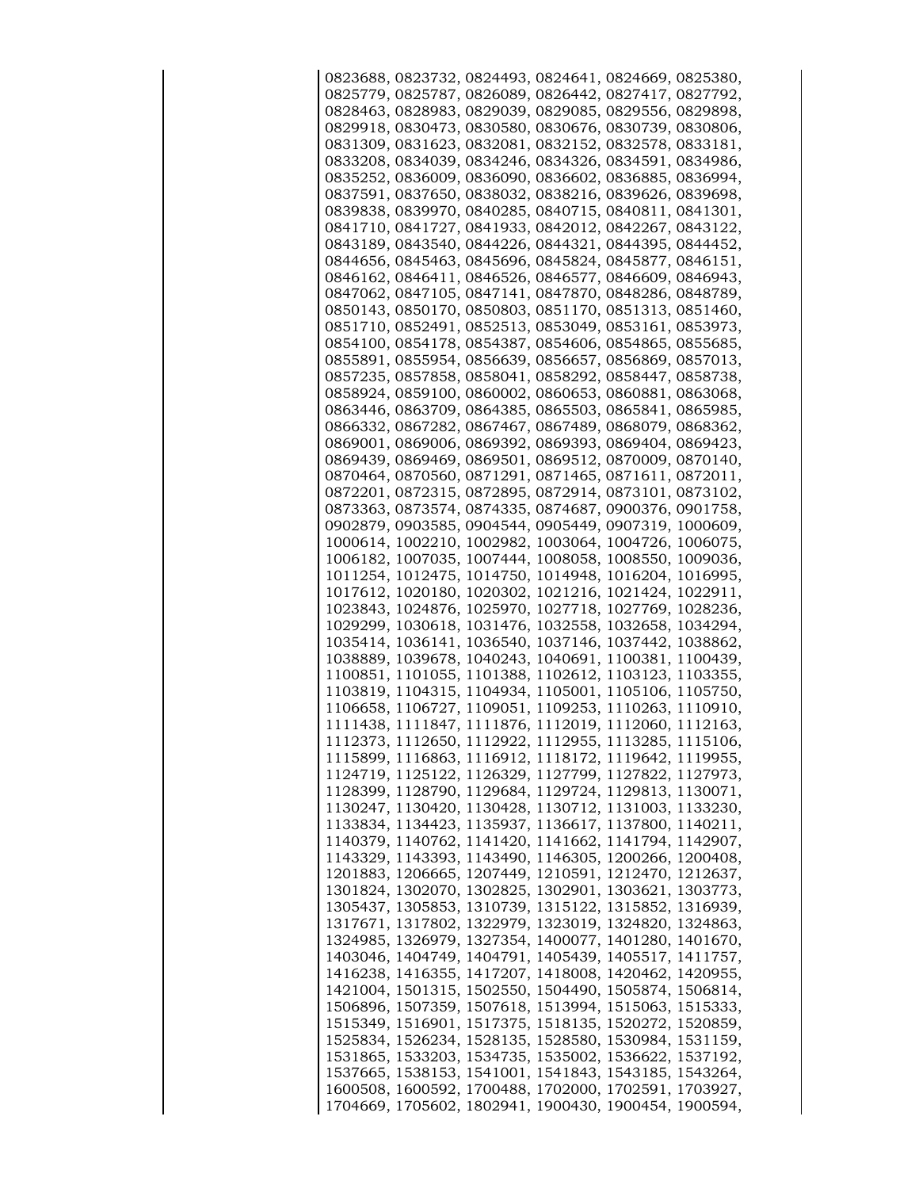0823688, 0823732, 0824493, 0824641, 0824669, 0825380, 0825779, 0825787, 0826089, 0826442, 0827417, 0827792, 0828463, 0828983, 0829039, 0829085, 0829556, 0829898, 0829918, 0830473, 0830580, 0830676, 0830739, 0830806, 0831309, 0831623, 0832081, 0832152, 0832578, 0833181, 0833208, 0834039, 0834246, 0834326, 0834591, 0834986, 0835252, 0836009, 0836090, 0836602, 0836885, 0836994, 0837591, 0837650, 0838032, 0838216, 0839626, 0839698, 0839838, 0839970, 0840285, 0840715, 0840811, 0841301, 0841710, 0841727, 0841933, 0842012, 0842267, 0843122, 0843189, 0843540, 0844226, 0844321, 0844395, 0844452, 0844656, 0845463, 0845696, 0845824, 0845877, 0846151, 0846162, 0846411, 0846526, 0846577, 0846609, 0846943, 0847062, 0847105, 0847141, 0847870, 0848286, 0848789, 0850143, 0850170, 0850803, 0851170, 0851313, 0851460, 0851710, 0852491, 0852513, 0853049, 0853161, 0853973, 0854100, 0854178, 0854387, 0854606, 0854865, 0855685, 0855891, 0855954, 0856639, 0856657, 0856869, 0857013, 0857235, 0857858, 0858041, 0858292, 0858447, 0858738, 0858924, 0859100, 0860002, 0860653, 0860881, 0863068, 0863446, 0863709, 0864385, 0865503, 0865841, 0865985, 0866332, 0867282, 0867467, 0867489, 0868079, 0868362, 0869001, 0869006, 0869392, 0869393, 0869404, 0869423, 0869439, 0869469, 0869501, 0869512, 0870009, 0870140, 0870464, 0870560, 0871291, 0871465, 0871611, 0872011, 0872201, 0872315, 0872895, 0872914, 0873101, 0873102, 0873363, 0873574, 0874335, 0874687, 0900376, 0901758, 0902879, 0903585, 0904544, 0905449, 0907319, 1000609, 1000614, 1002210, 1002982, 1003064, 1004726, 1006075, 1006182, 1007035, 1007444, 1008058, 1008550, 1009036, 1011254, 1012475, 1014750, 1014948, 1016204, 1016995, 1017612, 1020180, 1020302, 1021216, 1021424, 1022911, 1023843, 1024876, 1025970, 1027718, 1027769, 1028236, 1029299, 1030618, 1031476, 1032558, 1032658, 1034294, 1035414, 1036141, 1036540, 1037146, 1037442, 1038862, 1038889, 1039678, 1040243, 1040691, 1100381, 1100439, 1100851, 1101055, 1101388, 1102612, 1103123, 1103355, 1103819, 1104315, 1104934, 1105001, 1105106, 1105750, 1106658, 1106727, 1109051, 1109253, 1110263, 1110910, 1111438, 1111847, 1111876, 1112019, 1112060, 1112163, 1112373, 1112650, 1112922, 1112955, 1113285, 1115106, 1115899, 1116863, 1116912, 1118172, 1119642, 1119955, 1124719, 1125122, 1126329, 1127799, 1127822, 1127973, 1128399, 1128790, 1129684, 1129724, 1129813, 1130071, 1130247, 1130420, 1130428, 1130712, 1131003, 1133230, 1133834, 1134423, 1135937, 1136617, 1137800, 1140211, 1140379, 1140762, 1141420, 1141662, 1141794, 1142907, 1143329, 1143393, 1143490, 1146305, 1200266, 1200408, 1201883, 1206665, 1207449, 1210591, 1212470, 1212637, 1301824, 1302070, 1302825, 1302901, 1303621, 1303773, 1305437, 1305853, 1310739, 1315122, 1315852, 1316939, 1317671, 1317802, 1322979, 1323019, 1324820, 1324863, 1324985, 1326979, 1327354, 1400077, 1401280, 1401670, 1403046, 1404749, 1404791, 1405439, 1405517, 1411757, 1416238, 1416355, 1417207, 1418008, 1420462, 1420955, 1421004, 1501315, 1502550, 1504490, 1505874, 1506814, 1506896, 1507359, 1507618, 1513994, 1515063, 1515333, 1515349, 1516901, 1517375, 1518135, 1520272, 1520859, 1525834, 1526234, 1528135, 1528580, 1530984, 1531159, 1531865, 1533203, 1534735, 1535002, 1536622, 1537192, 1537665, 1538153, 1541001, 1541843, 1543185, 1543264, 1600508, 1600592, 1700488, 1702000, 1702591, 1703927, 1704669, 1705602, 1802941, 1900430, 1900454, 1900594,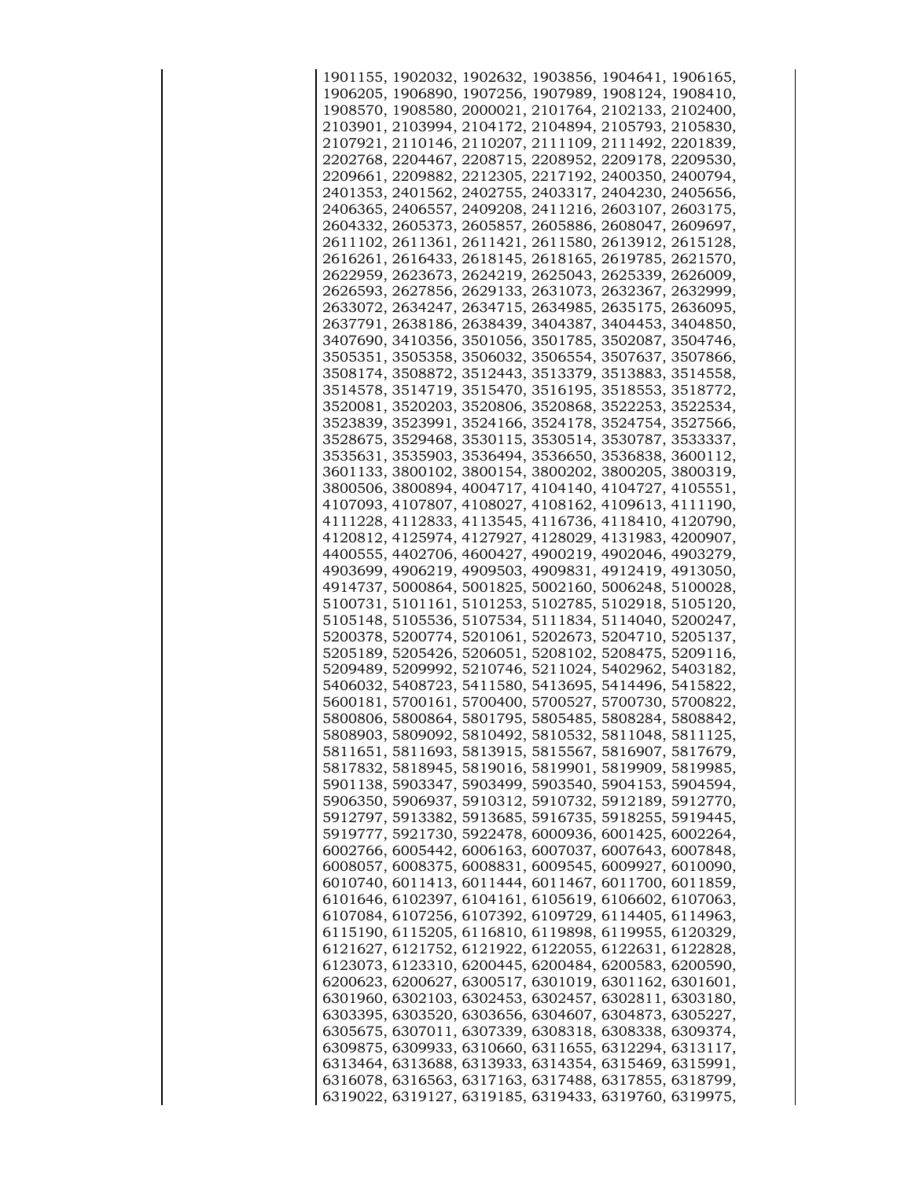1901155, 1902032, 1902632, 1903856, 1904641, 1906165, 1906205, 1906890, 1907256, 1907989, 1908124, 1908410, 1908570, 1908580, 2000021, 2101764, 2102133, 2102400, 2103901, 2103994, 2104172, 2104894, 2105793, 2105830, 2107921, 2110146, 2110207, 2111109, 2111492, 2201839, 2202768, 2204467, 2208715, 2208952, 2209178, 2209530, 2209661, 2209882, 2212305, 2217192, 2400350, 2400794, 2401353, 2401562, 2402755, 2403317, 2404230, 2405656, 2406365, 2406557, 2409208, 2411216, 2603107, 2603175, 2604332, 2605373, 2605857, 2605886, 2608047, 2609697, 2611102, 2611361, 2611421, 2611580, 2613912, 2615128, 2616261, 2616433, 2618145, 2618165, 2619785, 2621570, 2622959, 2623673, 2624219, 2625043, 2625339, 2626009, 2626593, 2627856, 2629133, 2631073, 2632367, 2632999, 2633072, 2634247, 2634715, 2634985, 2635175, 2636095, 2637791, 2638186, 2638439, 3404387, 3404453, 3404850, 3407690, 3410356, 3501056, 3501785, 3502087, 3504746, 3505351, 3505358, 3506032, 3506554, 3507637, 3507866, 3508174, 3508872, 3512443, 3513379, 3513883, 3514558, 3514578, 3514719, 3515470, 3516195, 3518553, 3518772, 3520081, 3520203, 3520806, 3520868, 3522253, 3522534, 3523839, 3523991, 3524166, 3524178, 3524754, 3527566, 3528675, 3529468, 3530115, 3530514, 3530787, 3533337, 3535631, 3535903, 3536494, 3536650, 3536838, 3600112, 3601133, 3800102, 3800154, 3800202, 3800205, 3800319, 3800506, 3800894, 4004717, 4104140, 4104727, 4105551, 4107093, 4107807, 4108027, 4108162, 4109613, 4111190, 4111228, 4112833, 4113545, 4116736, 4118410, 4120790, 4120812, 4125974, 4127927, 4128029, 4131983, 4200907, 4400555, 4402706, 4600427, 4900219, 4902046, 4903279, 4903699, 4906219, 4909503, 4909831, 4912419, 4913050, 4914737, 5000864, 5001825, 5002160, 5006248, 5100028, 5100731, 5101161, 5101253, 5102785, 5102918, 5105120, 5105148, 5105536, 5107534, 5111834, 5114040, 5200247, 5200378, 5200774, 5201061, 5202673, 5204710, 5205137, 5205189, 5205426, 5206051, 5208102, 5208475, 5209116, 5209489, 5209992, 5210746, 5211024, 5402962, 5403182, 5406032, 5408723, 5411580, 5413695, 5414496, 5415822, 5600181, 5700161, 5700400, 5700527, 5700730, 5700822, 5800806, 5800864, 5801795, 5805485, 5808284, 5808842, 5808903, 5809092, 5810492, 5810532, 5811048, 5811125, 5811651, 5811693, 5813915, 5815567, 5816907, 5817679, 5817832, 5818945, 5819016, 5819901, 5819909, 5819985, 5901138, 5903347, 5903499, 5903540, 5904153, 5904594, 5906350, 5906937, 5910312, 5910732, 5912189, 5912770, 5912797, 5913382, 5913685, 5916735, 5918255, 5919445, 5919777, 5921730, 5922478, 6000936, 6001425, 6002264, 6002766, 6005442, 6006163, 6007037, 6007643, 6007848, 6008057, 6008375, 6008831, 6009545, 6009927, 6010090, 6010740, 6011413, 6011444, 6011467, 6011700, 6011859, 6101646, 6102397, 6104161, 6105619, 6106602, 6107063, 6107084, 6107256, 6107392, 6109729, 6114405, 6114963, 6115190, 6115205, 6116810, 6119898, 6119955, 6120329, 6121627, 6121752, 6121922, 6122055, 6122631, 6122828, 6123073, 6123310, 6200445, 6200484, 6200583, 6200590, 6200623, 6200627, 6300517, 6301019, 6301162, 6301601, 6301960, 6302103, 6302453, 6302457, 6302811, 6303180, 6303395, 6303520, 6303656, 6304607, 6304873, 6305227, 6305675, 6307011, 6307339, 6308318, 6308338, 6309374, 6309875, 6309933, 6310660, 6311655, 6312294, 6313117, 6313464, 6313688, 6313933, 6314354, 6315469, 6315991, 6316078, 6316563, 6317163, 6317488, 6317855, 6318799, 6319022, 6319127, 6319185, 6319433, 6319760, 6319975,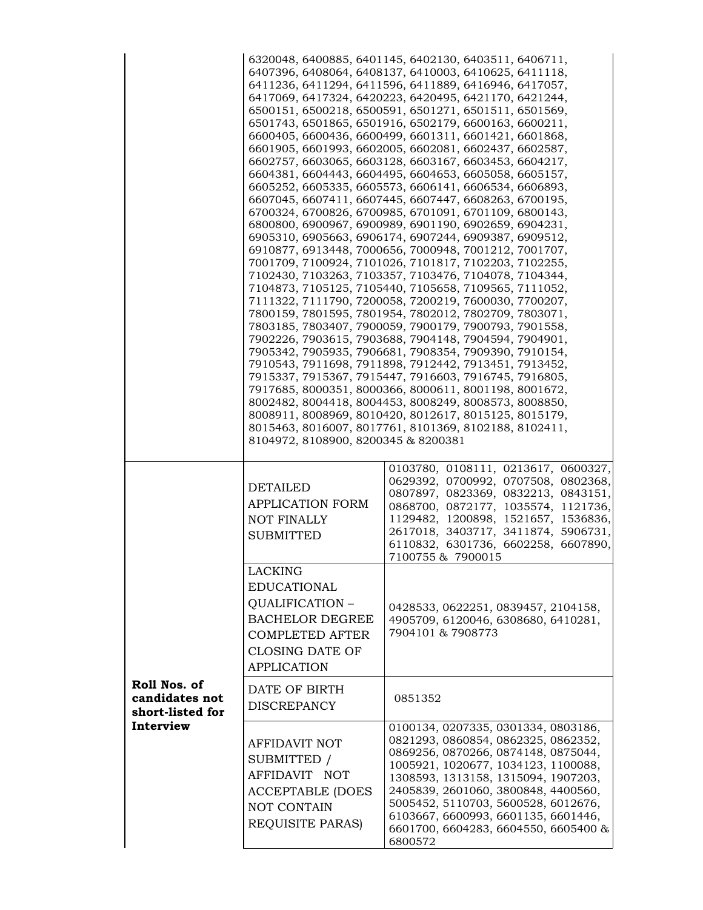| | | |
|---|---|---|
| | 6320048, 6400885, 6401145, 6402130, 6403511, 6406711, 6407396, 6408064, 6408137, 6410003, 6410625, 6411118, 6411236, 6411294, 6411596, 6411889, 6416946, 6417057, 6417069, 6417324, 6420223, 6420495, 6421170, 6421244, 6500151, 6500218, 6500591, 6501271, 6501511, 6501569, 6501743, 6501865, 6501916, 6502179, 6600163, 6600211, 6600405, 6600436, 6600499, 6601311, 6601421, 6601868, 6601905, 6601993, 6602005, 6602081, 6602437, 6602587, 6602757, 6603065, 6603128, 6603167, 6603453, 6604217, 6604381, 6604443, 6604495, 6604653, 6605058, 6605157, 6605252, 6605335, 6605573, 6606141, 6606534, 6606893, 6607045, 6607411, 6607445, 6607447, 6608263, 6700195, 6700324, 6700826, 6700985, 6701091, 6701109, 6800143, 6800800, 6900967, 6900989, 6901190, 6902659, 6904231, 6905310, 6905663, 6906174, 6907244, 6909387, 6909512, 6910877, 6913448, 7000656, 7000948, 7001212, 7001707, 7001709, 7100924, 7101026, 7101817, 7102203, 7102255, 7102430, 7103263, 7103357, 7103476, 7104078, 7104344, 7104873, 7105125, 7105440, 7105658, 7109565, 7111052, 7111322, 7111790, 7200058, 7200219, 7600030, 7700207, 7800159, 7801595, 7801954, 7802012, 7802709, 7803071, 7803185, 7803407, 7900059, 7900179, 7900793, 7901558, 7902226, 7903615, 7903688, 7904148, 7904594, 7904901, 7905342, 7905935, 7906681, 7908354, 7909390, 7910154, 7910543, 7911698, 7911898, 7912442, 7913451, 7913452, 7915337, 7915367, 7915447, 7916603, 7916745, 7916805, 7917685, 8000351, 8000366, 8000611, 8001198, 8001672, 8002482, 8004418, 8004453, 8008249, 8008573, 8008850, 8008911, 8008969, 8010420, 8012617, 8015125, 8015179, 8015463, 8016007, 8017761, 8101369, 8102188, 8102411, 8104972, 8108900, 8200345 & 8200381 | |
| **Roll Nos. of candidates not short-listed for Interview** | DETAILED APPLICATION FORM NOT FINALLY SUBMITTED | 0103780, 0108111, 0213617, 0600327, 0629392, 0700992, 0707508, 0802368, 0807897, 0823369, 0832213, 0843151, 0868700, 0872177, 1035574, 1121736, 1129482, 1200898, 1521657, 1536836, 2617018, 3403717, 3411874, 5906731, 6110832, 6301736, 6602258, 6607890, 7100755 & 7900015 |
| | LACKING EDUCATIONAL QUALIFICATION – BACHELOR DEGREE COMPLETED AFTER CLOSING DATE OF APPLICATION | 0428533, 0622251, 0839457, 2104158, 4905709, 6120046, 6308680, 6410281, 7904101 & 7908773 |
| | DATE OF BIRTH DISCREPANCY | 0851352 |
| | AFFIDAVIT NOT SUBMITTED / AFFIDAVIT NOT ACCEPTABLE (DOES NOT CONTAIN REQUISITE PARAS) | 0100134, 0207335, 0301334, 0803186, 0821293, 0860854, 0862325, 0862352, 0869256, 0870266, 0874148, 0875044, 1005921, 1020677, 1034123, 1100088, 1308593, 1313158, 1315094, 1907203, 2405839, 2601060, 3800848, 4400560, 5005452, 5110703, 5600528, 6012676, 6103667, 6600993, 6601135, 6601446, 6601700, 6604283, 6604550, 6605400 & 6800572 |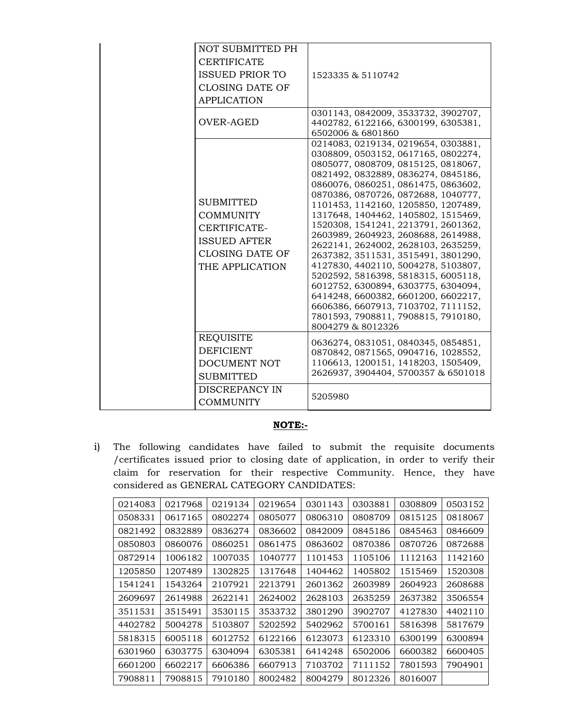| | | |
|---|---|---|
| | NOT SUBMITTED PH CERTIFICATE ISSUED PRIOR TO CLOSING DATE OF APPLICATION | 1523335 & 5110742 |
| | OVER-AGED | 0301143, 0842009, 3533732, 3902707, 4402782, 6122166, 6300199, 6305381, 6502006 & 6801860 |
| | SUBMITTED COMMUNITY CERTIFICATE-ISSUED AFTER CLOSING DATE OF THE APPLICATION | 0214083, 0219134, 0219654, 0303881, 0308809, 0503152, 0617165, 0802274, 0805077, 0808709, 0815125, 0818067, 0821492, 0832889, 0836274, 0845186, 0860076, 0860251, 0861475, 0863602, 0870386, 0870726, 0872688, 1040777, 1101453, 1142160, 1205850, 1207489, 1317648, 1404462, 1405802, 1515469, 1520308, 1541241, 2213791, 2601362, 2603989, 2604923, 2608688, 2614988, 2622141, 2624002, 2628103, 2635259, 2637382, 3511531, 3515491, 3801290, 4127830, 4402110, 5004278, 5103807, 5202592, 5816398, 5818315, 6005118, 6012752, 6300894, 6303775, 6304094, 6414248, 6600382, 6601200, 6602217, 6606386, 6607913, 7103702, 7111152, 7801593, 7908811, 7908815, 7910180, 8004279 & 8012326 |
| | REQUISITE DEFICIENT DOCUMENT NOT SUBMITTED | 0636274, 0831051, 0840345, 0854851, 0870842, 0871565, 0904716, 1028552, 1106613, 1200151, 1418203, 1505409, 2626937, 3904404, 5700357 & 6501018 |
| | DISCREPANCY IN COMMUNITY | 5205980 |

**NOTE:-**

i) The following candidates have failed to submit the requisite documents /certificates issued prior to closing date of application, in order to verify their claim for reservation for their respective Community. Hence, they have considered as GENERAL CATEGORY CANDIDATES:

| | | | | | | | |
|---|---|---|---|---|---|---|---|
| 0214083 | 0217968 | 0219134 | 0219654 | 0301143 | 0303881 | 0308809 | 0503152 |
| 0508331 | 0617165 | 0802274 | 0805077 | 0806310 | 0808709 | 0815125 | 0818067 |
| 0821492 | 0832889 | 0836274 | 0836602 | 0842009 | 0845186 | 0845463 | 0846609 |
| 0850803 | 0860076 | 0860251 | 0861475 | 0863602 | 0870386 | 0870726 | 0872688 |
| 0872914 | 1006182 | 1007035 | 1040777 | 1101453 | 1105106 | 1112163 | 1142160 |
| 1205850 | 1207489 | 1302825 | 1317648 | 1404462 | 1405802 | 1515469 | 1520308 |
| 1541241 | 1543264 | 2107921 | 2213791 | 2601362 | 2603989 | 2604923 | 2608688 |
| 2609697 | 2614988 | 2622141 | 2624002 | 2628103 | 2635259 | 2637382 | 3506554 |
| 3511531 | 3515491 | 3530115 | 3533732 | 3801290 | 3902707 | 4127830 | 4402110 |
| 4402782 | 5004278 | 5103807 | 5202592 | 5402962 | 5700161 | 5816398 | 5817679 |
| 5818315 | 6005118 | 6012752 | 6122166 | 6123073 | 6123310 | 6300199 | 6300894 |
| 6301960 | 6303775 | 6304094 | 6305381 | 6414248 | 6502006 | 6600382 | 6600405 |
| 6601200 | 6602217 | 6606386 | 6607913 | 7103702 | 7111152 | 7801593 | 7904901 |
| 7908811 | 7908815 | 7910180 | 8002482 | 8004279 | 8012326 | 8016007 | |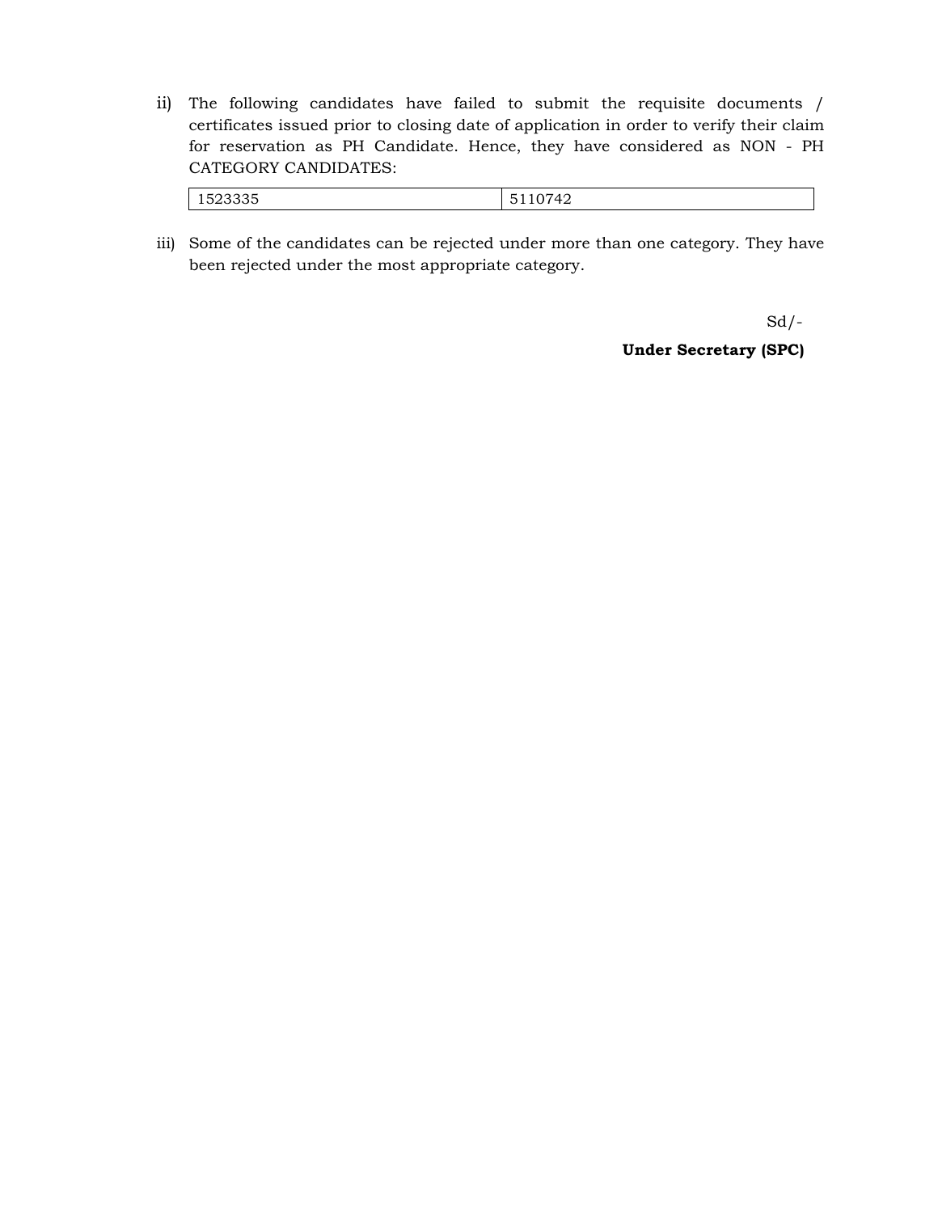ii) The following candidates have failed to submit the requisite documents / certificates issued prior to closing date of application in order to verify their claim for reservation as PH Candidate. Hence, they have considered as NON - PH CATEGORY CANDIDATES:

| | |
|---|---|
| 1523335 | 5110742 |

iii) Some of the candidates can be rejected under more than one category. They have been rejected under the most appropriate category.

Sd/-

**Under Secretary (SPC)**